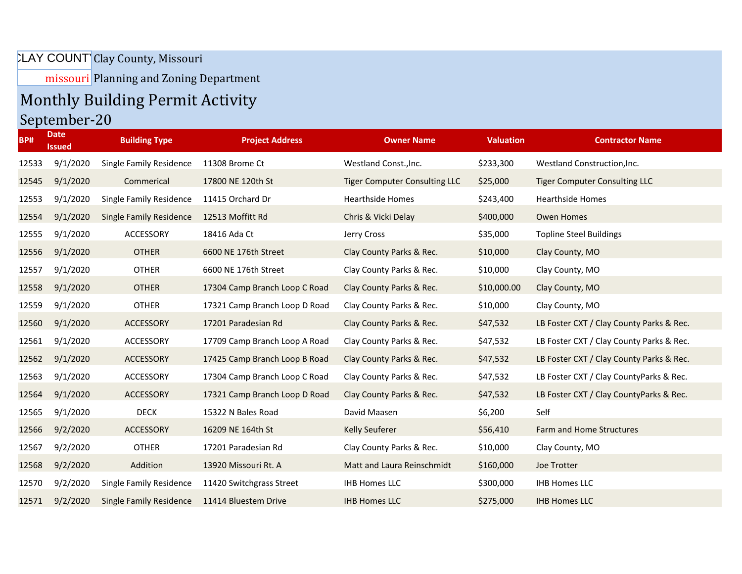CLAY COUNTY Clay County, Missouri

missouri Planning and Zoning Department

# Monthly Building Permit Activity

## September-20

| BP# | Date Issued | Building Type | Project Address | Owner Name | Valuation | Contractor Name |
|---|---|---|---|---|---|---|
| 12533 | 9/1/2020 | Single Family Residence | 11308 Brome Ct | Westland Const.,Inc. | $233,300 | Westland Construction,Inc. |
| 12545 | 9/1/2020 | Commerical | 17800 NE 120th St | Tiger Computer Consulting LLC | $25,000 | Tiger Computer Consulting LLC |
| 12553 | 9/1/2020 | Single Family Residence | 11415 Orchard Dr | Hearthside Homes | $243,400 | Hearthside Homes |
| 12554 | 9/1/2020 | Single Family Residence | 12513 Moffitt Rd | Chris & Vicki Delay | $400,000 | Owen Homes |
| 12555 | 9/1/2020 | ACCESSORY | 18416 Ada Ct | Jerry Cross | $35,000 | Topline Steel Buildings |
| 12556 | 9/1/2020 | OTHER | 6600 NE 176th Street | Clay County Parks & Rec. | $10,000 | Clay County, MO |
| 12557 | 9/1/2020 | OTHER | 6600 NE 176th Street | Clay County Parks & Rec. | $10,000 | Clay County, MO |
| 12558 | 9/1/2020 | OTHER | 17304 Camp Branch Loop C Road | Clay County Parks & Rec. | $10,000.00 | Clay County, MO |
| 12559 | 9/1/2020 | OTHER | 17321 Camp Branch Loop D Road | Clay County Parks & Rec. | $10,000 | Clay County, MO |
| 12560 | 9/1/2020 | ACCESSORY | 17201 Paradesian Rd | Clay County Parks & Rec. | $47,532 | LB Foster CXT / Clay County Parks & Rec. |
| 12561 | 9/1/2020 | ACCESSORY | 17709 Camp Branch Loop A Road | Clay County Parks & Rec. | $47,532 | LB Foster CXT / Clay County Parks & Rec. |
| 12562 | 9/1/2020 | ACCESSORY | 17425 Camp Branch Loop B Road | Clay County Parks & Rec. | $47,532 | LB Foster CXT / Clay County Parks & Rec. |
| 12563 | 9/1/2020 | ACCESSORY | 17304 Camp Branch Loop C Road | Clay County Parks & Rec. | $47,532 | LB Foster CXT / Clay CountyParks & Rec. |
| 12564 | 9/1/2020 | ACCESSORY | 17321 Camp Branch Loop D Road | Clay County Parks & Rec. | $47,532 | LB Foster CXT / Clay CountyParks & Rec. |
| 12565 | 9/1/2020 | DECK | 15322 N Bales Road | David Maasen | $6,200 | Self |
| 12566 | 9/2/2020 | ACCESSORY | 16209 NE 164th St | Kelly Seuferer | $56,410 | Farm and Home Structures |
| 12567 | 9/2/2020 | OTHER | 17201 Paradesian Rd | Clay County Parks & Rec. | $10,000 | Clay County, MO |
| 12568 | 9/2/2020 | Addition | 13920 Missouri Rt. A | Matt and Laura Reinschmidt | $160,000 | Joe Trotter |
| 12570 | 9/2/2020 | Single Family Residence | 11420 Switchgrass Street | IHB Homes LLC | $300,000 | IHB Homes LLC |
| 12571 | 9/2/2020 | Single Family Residence | 11414 Bluestem Drive | IHB Homes LLC | $275,000 | IHB Homes LLC |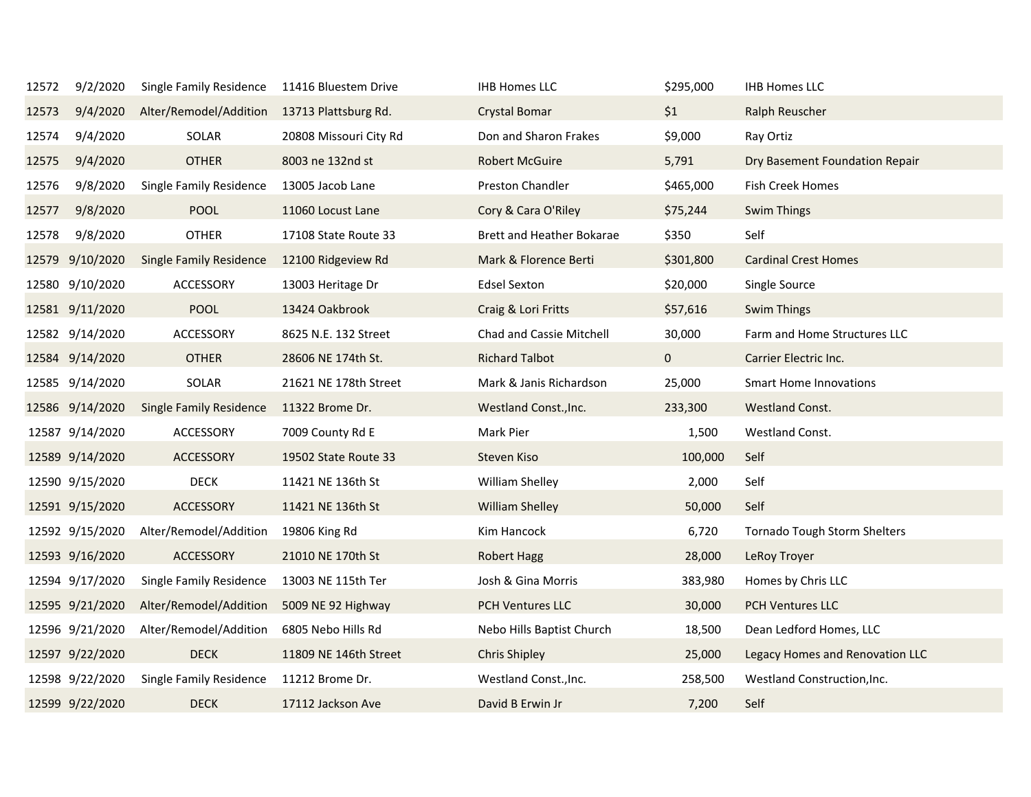| | | | | | | |
|---|---|---|---|---|---|---|
| 12572 | 9/2/2020 | Single Family Residence | 11416 Bluestem Drive | IHB Homes LLC | $295,000 | IHB Homes LLC |
| 12573 | 9/4/2020 | Alter/Remodel/Addition | 13713 Plattsburg Rd. | Crystal Bomar | $1 | Ralph Reuscher |
| 12574 | 9/4/2020 | SOLAR | 20808 Missouri City Rd | Don and Sharon Frakes | $9,000 | Ray Ortiz |
| 12575 | 9/4/2020 | OTHER | 8003 ne 132nd st | Robert McGuire | 5,791 | Dry Basement Foundation Repair |
| 12576 | 9/8/2020 | Single Family Residence | 13005 Jacob Lane | Preston Chandler | $465,000 | Fish Creek Homes |
| 12577 | 9/8/2020 | POOL | 11060 Locust Lane | Cory & Cara O'Riley | $75,244 | Swim Things |
| 12578 | 9/8/2020 | OTHER | 17108 State Route 33 | Brett and Heather Bokarae | $350 | Self |
| 12579 | 9/10/2020 | Single Family Residence | 12100 Ridgeview Rd | Mark & Florence Berti | $301,800 | Cardinal Crest Homes |
| 12580 | 9/10/2020 | ACCESSORY | 13003 Heritage Dr | Edsel Sexton | $20,000 | Single Source |
| 12581 | 9/11/2020 | POOL | 13424 Oakbrook | Craig & Lori Fritts | $57,616 | Swim Things |
| 12582 | 9/14/2020 | ACCESSORY | 8625 N.E. 132 Street | Chad and Cassie Mitchell | 30,000 | Farm and Home Structures LLC |
| 12584 | 9/14/2020 | OTHER | 28606 NE 174th St. | Richard Talbot | 0 | Carrier Electric Inc. |
| 12585 | 9/14/2020 | SOLAR | 21621 NE 178th Street | Mark & Janis Richardson | 25,000 | Smart Home Innovations |
| 12586 | 9/14/2020 | Single Family Residence | 11322 Brome Dr. | Westland Const.,Inc. | 233,300 | Westland Const. |
| 12587 | 9/14/2020 | ACCESSORY | 7009 County Rd E | Mark Pier | 1,500 | Westland Const. |
| 12589 | 9/14/2020 | ACCESSORY | 19502 State Route 33 | Steven Kiso | 100,000 | Self |
| 12590 | 9/15/2020 | DECK | 11421 NE 136th St | William Shelley | 2,000 | Self |
| 12591 | 9/15/2020 | ACCESSORY | 11421 NE 136th St | William Shelley | 50,000 | Self |
| 12592 | 9/15/2020 | Alter/Remodel/Addition | 19806 King Rd | Kim Hancock | 6,720 | Tornado Tough Storm Shelters |
| 12593 | 9/16/2020 | ACCESSORY | 21010 NE 170th St | Robert Hagg | 28,000 | LeRoy Troyer |
| 12594 | 9/17/2020 | Single Family Residence | 13003 NE 115th Ter | Josh & Gina Morris | 383,980 | Homes by Chris LLC |
| 12595 | 9/21/2020 | Alter/Remodel/Addition | 5009 NE 92 Highway | PCH Ventures LLC | 30,000 | PCH Ventures LLC |
| 12596 | 9/21/2020 | Alter/Remodel/Addition | 6805 Nebo Hills Rd | Nebo Hills Baptist Church | 18,500 | Dean Ledford Homes, LLC |
| 12597 | 9/22/2020 | DECK | 11809 NE 146th Street | Chris Shipley | 25,000 | Legacy Homes and Renovation LLC |
| 12598 | 9/22/2020 | Single Family Residence | 11212 Brome Dr. | Westland Const.,Inc. | 258,500 | Westland Construction,Inc. |
| 12599 | 9/22/2020 | DECK | 17112 Jackson Ave | David B Erwin Jr | 7,200 | Self |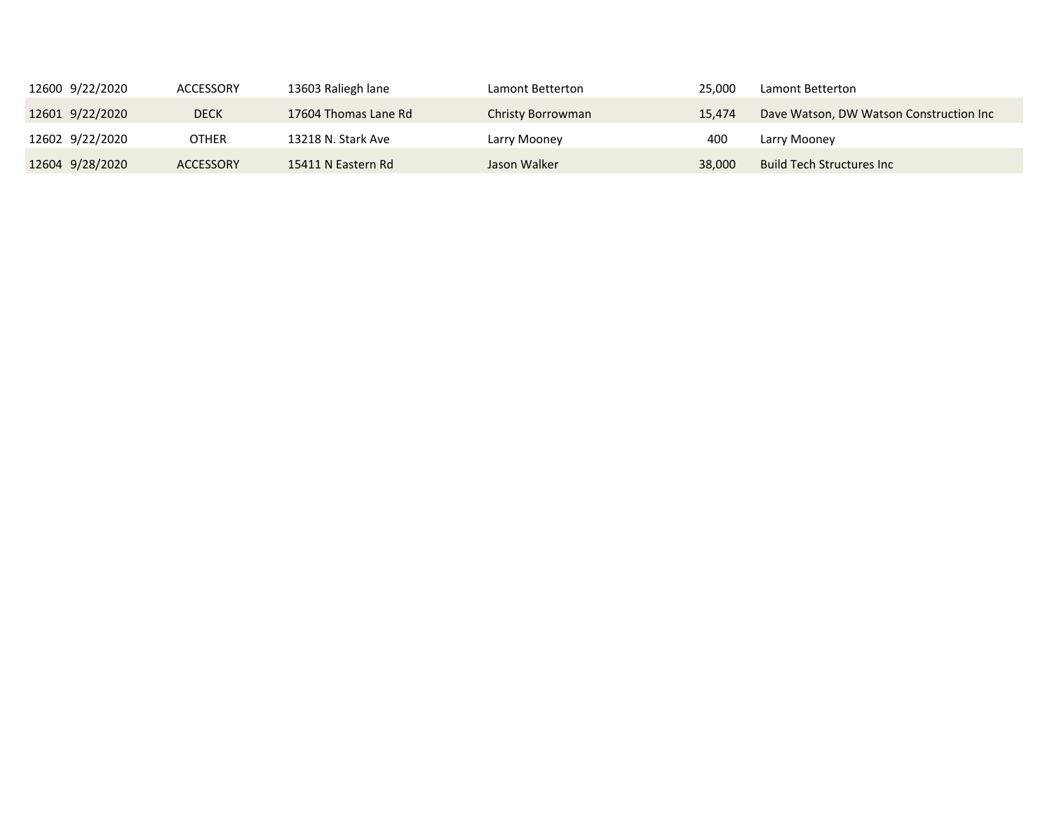| | | | | | | |
|---|---|---|---|---|---|---|
| 12600 | 9/22/2020 | ACCESSORY | 13603 Raliegh lane | Lamont Betterton | 25,000 | Lamont Betterton |
| 12601 | 9/22/2020 | DECK | 17604 Thomas Lane Rd | Christy Borrowman | 15,474 | Dave Watson, DW Watson Construction Inc |
| 12602 | 9/22/2020 | OTHER | 13218 N. Stark Ave | Larry Mooney | 400 | Larry Mooney |
| 12604 | 9/28/2020 | ACCESSORY | 15411 N Eastern Rd | Jason Walker | 38,000 | Build Tech Structures Inc |